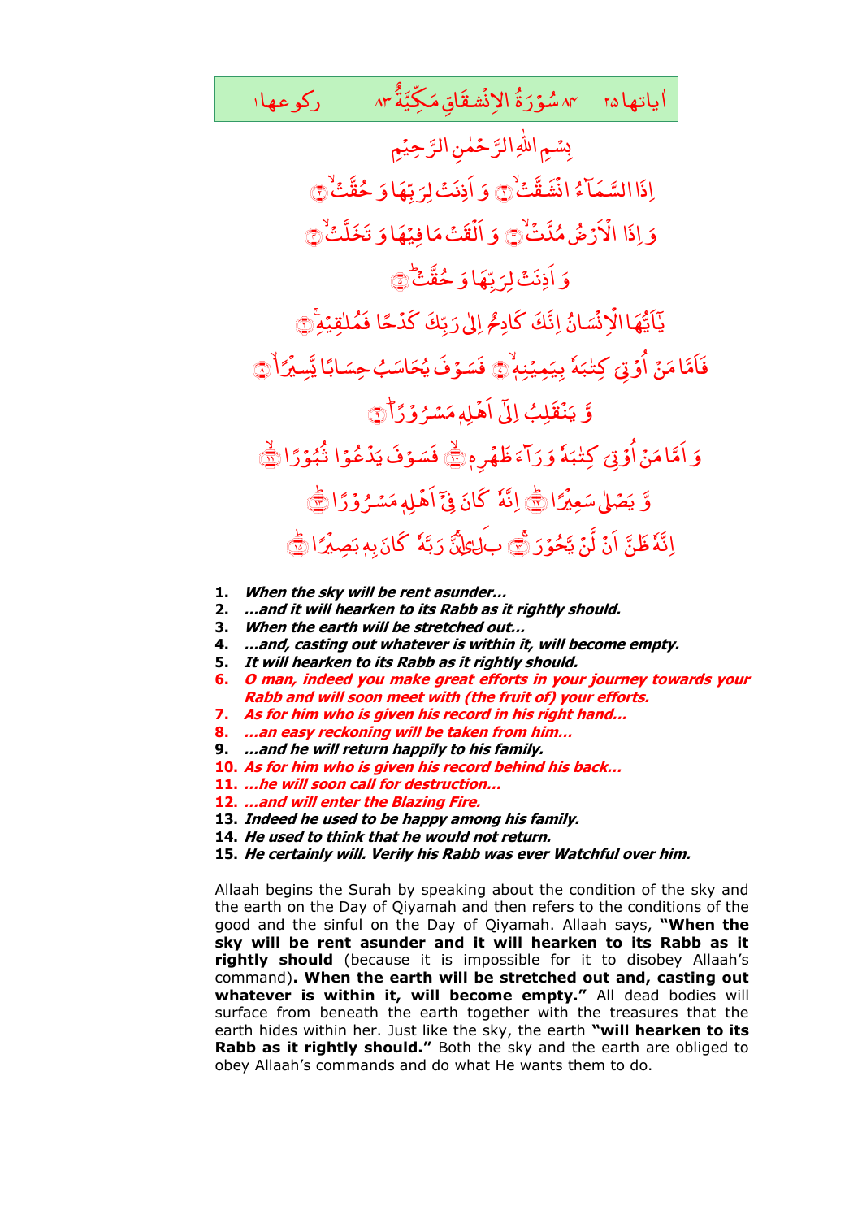آیاتها ۲۵ ۸۴ سُوْرَةُ الْاِنْشِقَاقِ مَكِّيَّةٌ ۸۳ رکوعها ۱

بِسْمِ اللّٰهِ الرَّحْمٰنِ الرَّحِيْمِ

اِذَا السَّمَآءُ انْشَقَّتْ ۝ وَ اَذِنَتْ لِرَبِّهَا وَ حُقَّتْ ۝

وَ اِذَا الْاَرْضُ مُدَّتْ ۝ وَ اَلْقَتْ مَا فِيْهَا وَ تَخَلَّتْ ۝

وَ اَذِنَتْ لِرَبِّهَا وَ حُقَّتْ ۝

يٰٓاَيُّهَا الْاِنْسَانُ اِنَّكَ كَادِحٌ اِلٰى رَبِّكَ كَدْحًا فَمُلٰقِيْهِ ۝

فَاَمَّا مَنْ اُوْتِيَ كِتٰبَهٗ بِيَمِيْنِهٖ ۝ فَسَوْفَ يُحَاسَبُ حِسَابًا يَّسِيْرًا ۝

وَّ يَنْقَلِبُ اِلٰٓى اَهْلِهٖ مَسْرُوْرًا ۝

وَ اَمَّا مَنْ اُوْتِيَ كِتٰبَهٗ وَرَآءَ ظَهْرِهٖ ۝ فَسَوْفَ يَدْعُوْا ثُبُوْرًا ۝

وَّ يَصْلٰى سَعِيْرًا ۝ اِنَّهٗ كَانَ فِيْٓ اَهْلِهٖ مَسْرُوْرًا ۝

اِنَّهٗ ظَنَّ اَنْ لَّنْ يَّحُوْرَ ۝ بَلٰٓى اِنَّ رَبَّهٗ كَانَ بِهٖ بَصِيْرًا ۝

1. ***When the sky will be rent asunder…***
2. ***…and it will hearken to its Rabb as it rightly should.***
3. ***When the earth will be stretched out…***
4. ***…and, casting out whatever is within it, will become empty.***
5. ***It will hearken to its Rabb as it rightly should.***
6. ***O man, indeed you make great efforts in your journey towards your Rabb and will soon meet with (the fruit of) your efforts.***
7. ***As for him who is given his record in his right hand…***
8. ***…an easy reckoning will be taken from him…***
9. ***…and he will return happily to his family.***
10. ***As for him who is given his record behind his back…***
11. ***…he will soon call for destruction…***
12. ***…and will enter the Blazing Fire.***
13. ***Indeed he used to be happy among his family.***
14. ***He used to think that he would not return.***
15. ***He certainly will. Verily his Rabb was ever Watchful over him.***

Allaah begins the Surah by speaking about the condition of the sky and the earth on the Day of Qiyamah and then refers to the conditions of the good and the sinful on the Day of Qiyamah. Allaah says, **"When the sky will be rent asunder and it will hearken to its Rabb as it rightly should** (because it is impossible for it to disobey Allaah's command)**. When the earth will be stretched out and, casting out whatever is within it, will become empty."** All dead bodies will surface from beneath the earth together with the treasures that the earth hides within her. Just like the sky, the earth **"will hearken to its Rabb as it rightly should."** Both the sky and the earth are obliged to obey Allaah's commands and do what He wants them to do.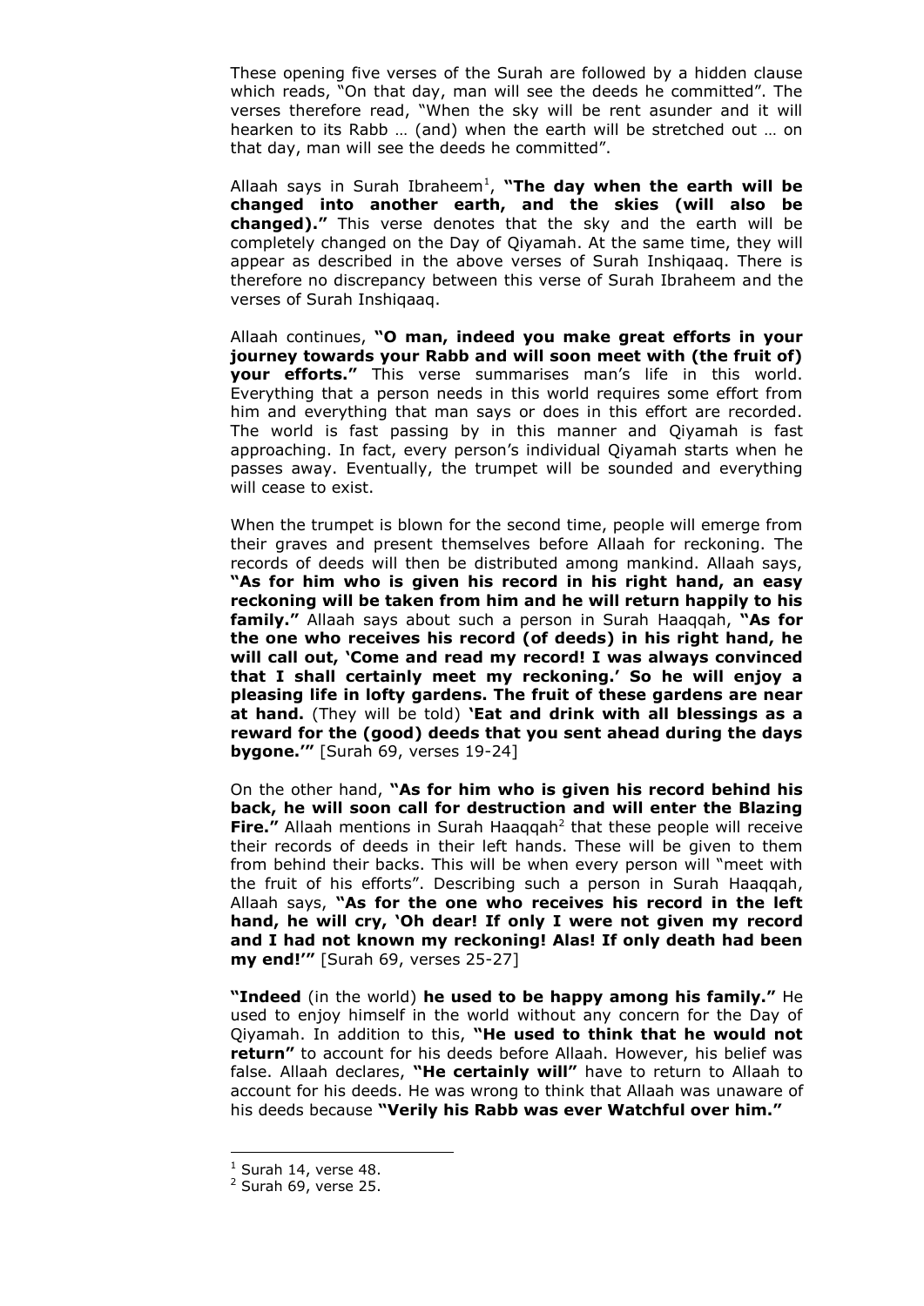These opening five verses of the Surah are followed by a hidden clause which reads, "On that day, man will see the deeds he committed". The verses therefore read, "When the sky will be rent asunder and it will hearken to its Rabb … (and) when the earth will be stretched out … on that day, man will see the deeds he committed".

Allaah says in Surah Ibraheem[1], **"The day when the earth will be changed into another earth, and the skies (will also be changed)."** This verse denotes that the sky and the earth will be completely changed on the Day of Qiyamah. At the same time, they will appear as described in the above verses of Surah Inshiqaaq. There is therefore no discrepancy between this verse of Surah Ibraheem and the verses of Surah Inshiqaaq.

Allaah continues, **"O man, indeed you make great efforts in your journey towards your Rabb and will soon meet with (the fruit of) your efforts."** This verse summarises man's life in this world. Everything that a person needs in this world requires some effort from him and everything that man says or does in this effort are recorded. The world is fast passing by in this manner and Qiyamah is fast approaching. In fact, every person's individual Qiyamah starts when he passes away. Eventually, the trumpet will be sounded and everything will cease to exist.

When the trumpet is blown for the second time, people will emerge from their graves and present themselves before Allaah for reckoning. The records of deeds will then be distributed among mankind. Allaah says, **"As for him who is given his record in his right hand, an easy reckoning will be taken from him and he will return happily to his family."** Allaah says about such a person in Surah Haaqqah, **"As for the one who receives his record (of deeds) in his right hand, he will call out, 'Come and read my record! I was always convinced that I shall certainly meet my reckoning.' So he will enjoy a pleasing life in lofty gardens. The fruit of these gardens are near at hand.** (They will be told) **'Eat and drink with all blessings as a reward for the (good) deeds that you sent ahead during the days bygone.'"** [Surah 69, verses 19-24]

On the other hand, **"As for him who is given his record behind his back, he will soon call for destruction and will enter the Blazing Fire."** Allaah mentions in Surah Haaqqah[2] that these people will receive their records of deeds in their left hands. These will be given to them from behind their backs. This will be when every person will "meet with the fruit of his efforts". Describing such a person in Surah Haaqqah, Allaah says, **"As for the one who receives his record in the left hand, he will cry, 'Oh dear! If only I were not given my record and I had not known my reckoning! Alas! If only death had been my end!'"** [Surah 69, verses 25-27]

**"Indeed** (in the world) **he used to be happy among his family."** He used to enjoy himself in the world without any concern for the Day of Qiyamah. In addition to this, **"He used to think that he would not return"** to account for his deeds before Allaah. However, his belief was false. Allaah declares, **"He certainly will"** have to return to Allaah to account for his deeds. He was wrong to think that Allaah was unaware of his deeds because **"Verily his Rabb was ever Watchful over him."**

---

[1] Surah 14, verse 48.
[2] Surah 69, verse 25.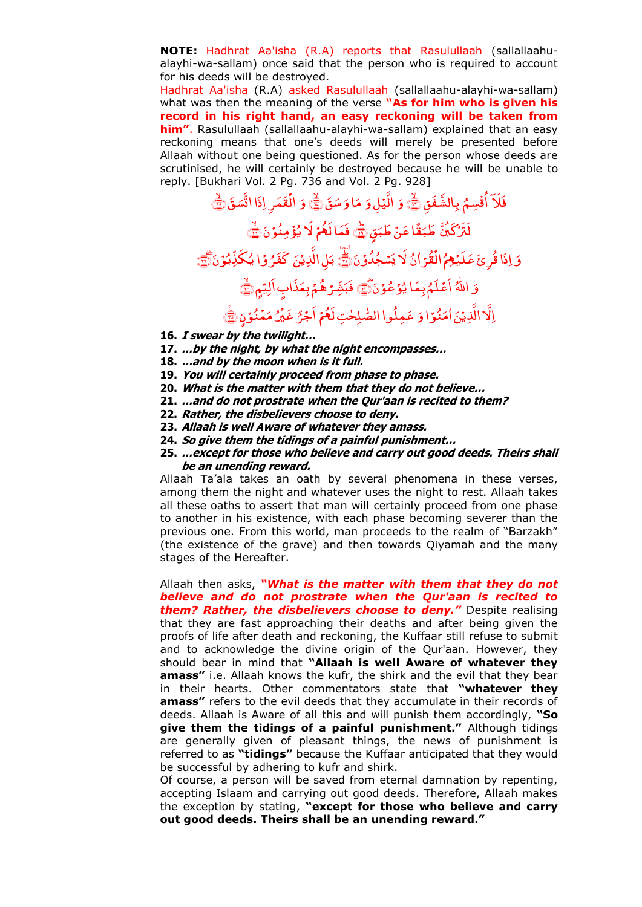**NOTE:** Hadhrat Aa'isha (R.A) reports that Rasulullaah (sallallaahu-alayhi-wa-sallam) once said that the person who is required to account for his deeds will be destroyed.

Hadhrat Aa'isha (R.A) asked Rasulullaah (sallallaahu-alayhi-wa-sallam) what was then the meaning of the verse **"As for him who is given his record in his right hand, an easy reckoning will be taken from him"**. Rasulullaah (sallallaahu-alayhi-wa-sallam) explained that an easy reckoning means that one's deeds will merely be presented before Allaah without one being questioned. As for the person whose deeds are scrutinised, he will certainly be destroyed because he will be unable to reply. [Bukhari Vol. 2 Pg. 736 and Vol. 2 Pg. 928]

فَلَآ اُقْسِمُ بِالشَّفَقِ ۙ﴿۱۶﴾ وَ الَّيْلِ وَ مَا وَسَقَ ۙ﴿۱۷﴾ وَ الْقَمَرِ اِذَا اتَّسَقَ ۙ﴿۱۸﴾
لَتَرْكَبُنَّ طَبَقًا عَنْ طَبَقٍ ؕ﴿۱۹﴾ فَمَا لَهُمْ لَا يُؤْمِنُوْنَ ۙ﴿۲۰﴾
وَ اِذَا قُرِئَ عَلَيْهِمُ الْقُرْاٰنُ لَا يَسْجُدُوْنَ ؕ﴿۲۱﴾ بَلِ الَّذِيْنَ كَفَرُوْا يُكَذِّبُوْنَ ﴿۫ۖ۲۲﴾
وَ اللّٰهُ اَعْلَمُ بِمَا يُوْعُوْنَ ﴿۫ۖ۲۳﴾ فَبَشِّرْهُمْ بِعَذَابٍ اَلِيْمٍ ۙ﴿۲۴﴾
اِلَّا الَّذِيْنَ اٰمَنُوْا وَ عَمِلُوا الصّٰلِحٰتِ لَهُمْ اَجْرٌ غَيْرُ مَمْنُوْنٍ ﴿۲۵﴾

16. ***I swear by the twilight…***
17. ***…by the night, by what the night encompasses…***
18. ***…and by the moon when is it full.***
19. ***You will certainly proceed from phase to phase.***
20. ***What is the matter with them that they do not believe…***
21. ***…and do not prostrate when the Qur'aan is recited to them?***
22. ***Rather, the disbelievers choose to deny.***
23. ***Allaah is well Aware of whatever they amass.***
24. ***So give them the tidings of a painful punishment…***
25. ***…except for those who believe and carry out good deeds. Theirs shall be an unending reward.***

Allaah Ta'ala takes an oath by several phenomena in these verses, among them the night and whatever uses the night to rest. Allaah takes all these oaths to assert that man will certainly proceed from one phase to another in his existence, with each phase becoming severer than the previous one. From this world, man proceeds to the realm of "Barzakh" (the existence of the grave) and then towards Qiyamah and the many stages of the Hereafter.

Allaah then asks, ***"What is the matter with them that they do not believe and do not prostrate when the Qur'aan is recited to them? Rather, the disbelievers choose to deny."*** Despite realising that they are fast approaching their deaths and after being given the proofs of life after death and reckoning, the Kuffaar still refuse to submit and to acknowledge the divine origin of the Qur'aan. However, they should bear in mind that **"Allaah is well Aware of whatever they amass"** i.e. Allaah knows the kufr, the shirk and the evil that they bear in their hearts. Other commentators state that **"whatever they amass"** refers to the evil deeds that they accumulate in their records of deeds. Allaah is Aware of all this and will punish them accordingly, **"So give them the tidings of a painful punishment."** Although tidings are generally given of pleasant things, the news of punishment is referred to as **"tidings"** because the Kuffaar anticipated that they would be successful by adhering to kufr and shirk.

Of course, a person will be saved from eternal damnation by repenting, accepting Islaam and carrying out good deeds. Therefore, Allaah makes the exception by stating, **"except for those who believe and carry out good deeds. Theirs shall be an unending reward."**